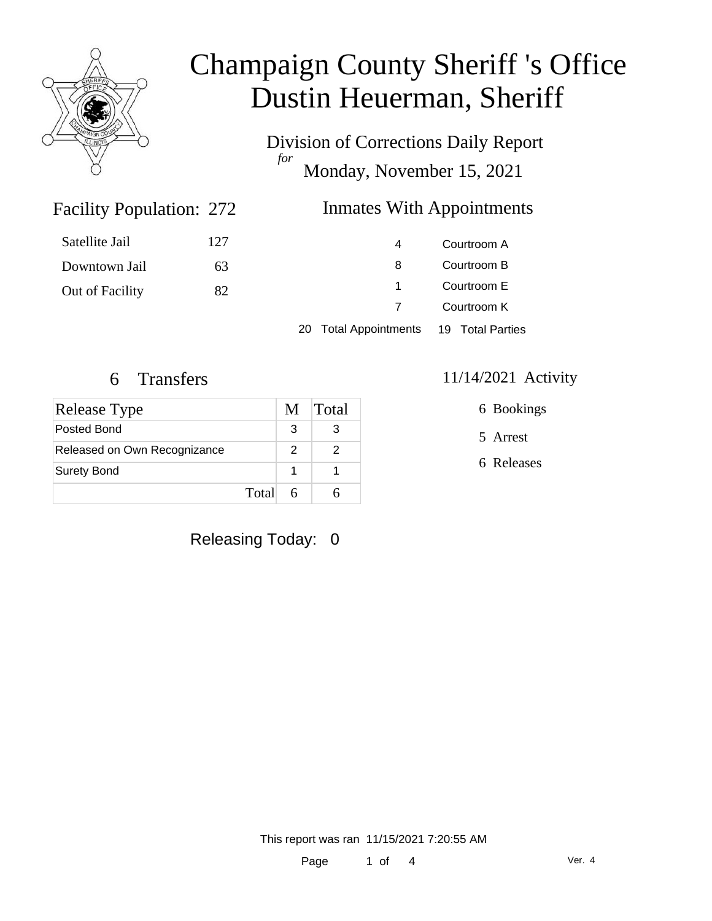# Champaign County Sheriff 's Office
# Dustin Heuerman, Sheriff

Division of Corrections Daily Report
*for*
Monday, November 15, 2021

## Facility Population: 272

| | |
|---|---|
| Satellite Jail | 127 |
| Downtown Jail | 63 |
| Out of Facility | 82 |

## Inmates With Appointments

| | |
|---|---|
| 4 | Courtroom A |
| 8 | Courtroom B |
| 1 | Courtroom E |
| 7 | Courtroom K |
| 20 Total Appointments | 19 Total Parties |

## 6 Transfers

| Release Type | M | Total |
|---|---|---|
| Posted Bond | 3 | 3 |
| Released on Own Recognizance | 2 | 2 |
| Surety Bond | 1 | 1 |
| Total | 6 | 6 |

## 11/14/2021 Activity

6 Bookings

5 Arrest

6 Releases

Releasing Today: 0

This report was ran 11/15/2021 7:20:55 AM

Ver. 4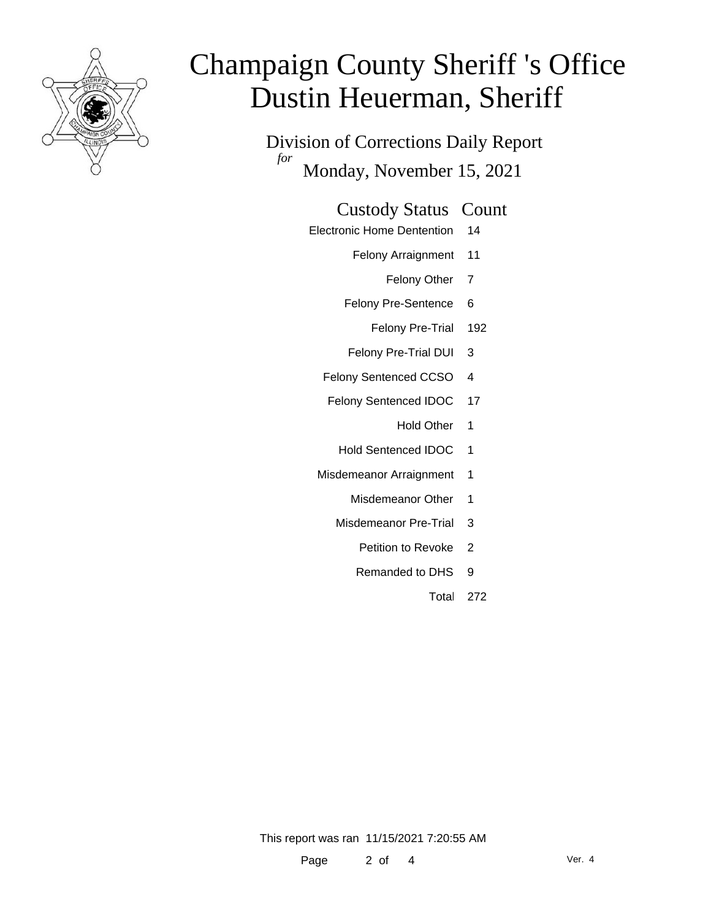# Champaign County Sheriff 's Office
# Dustin Heuerman, Sheriff

Division of Corrections Daily Report
*for*
Monday, November 15, 2021

| Custody Status | Count |
| --- | --- |
| Electronic Home Dentention | 14 |
| Felony Arraignment | 11 |
| Felony Other | 7 |
| Felony Pre-Sentence | 6 |
| Felony Pre-Trial | 192 |
| Felony Pre-Trial DUI | 3 |
| Felony Sentenced CCSO | 4 |
| Felony Sentenced IDOC | 17 |
| Hold Other | 1 |
| Hold Sentenced IDOC | 1 |
| Misdemeanor Arraignment | 1 |
| Misdemeanor Other | 1 |
| Misdemeanor Pre-Trial | 3 |
| Petition to Revoke | 2 |
| Remanded to DHS | 9 |
| Total | 272 |

This report was ran 11/15/2021 7:20:55 AM

Ver. 4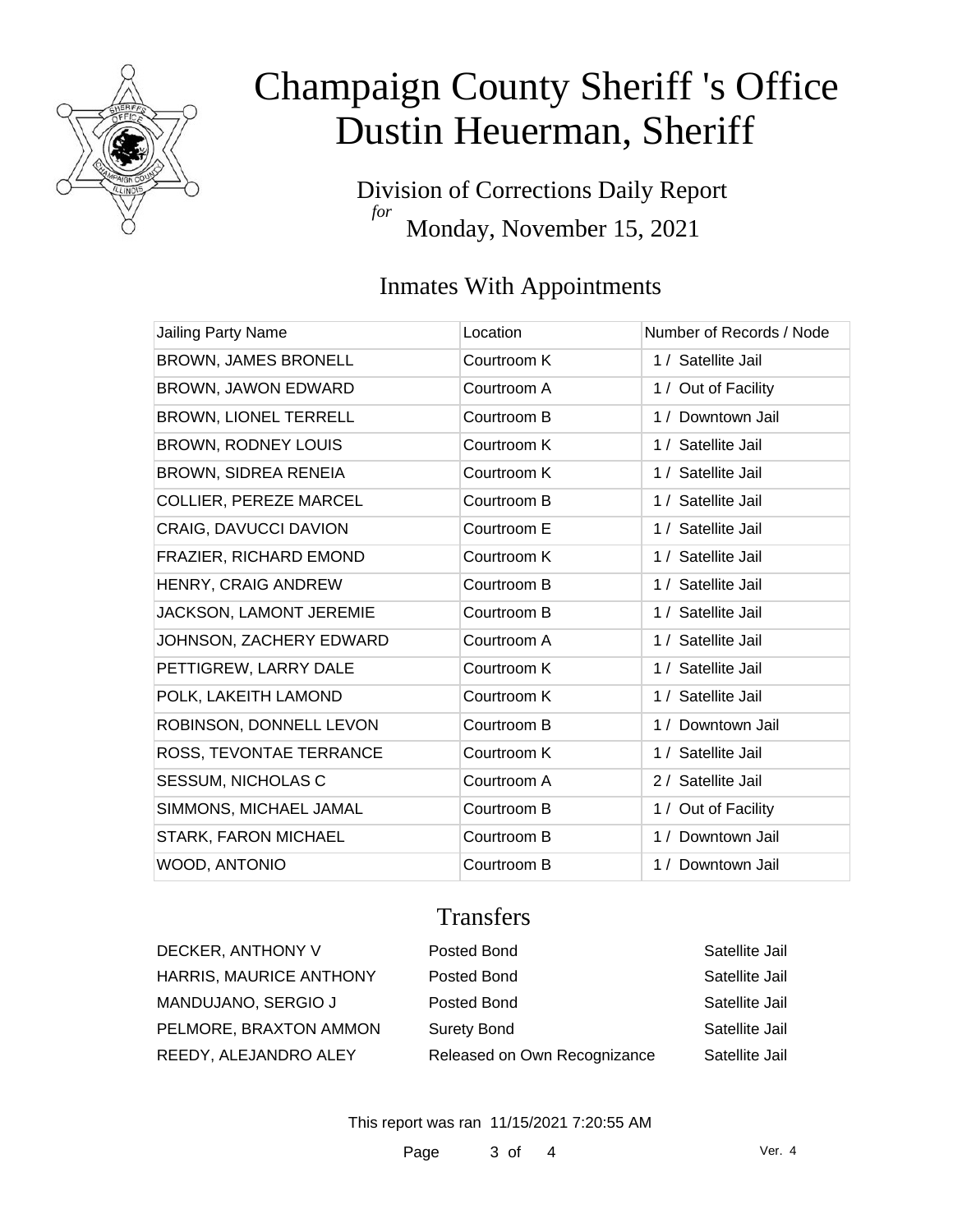# Champaign County Sheriff 's Office
# Dustin Heuerman, Sheriff

Division of Corrections Daily Report
*for*
Monday, November 15, 2021

## Inmates With Appointments

| Jailing Party Name | Location | Number of Records / Node |
|---|---|---|
| BROWN, JAMES BRONELL | Courtroom K | 1 / Satellite Jail |
| BROWN, JAWON EDWARD | Courtroom A | 1 / Out of Facility |
| BROWN, LIONEL TERRELL | Courtroom B | 1 / Downtown Jail |
| BROWN, RODNEY LOUIS | Courtroom K | 1 / Satellite Jail |
| BROWN, SIDREA RENEIA | Courtroom K | 1 / Satellite Jail |
| COLLIER, PEREZE MARCEL | Courtroom B | 1 / Satellite Jail |
| CRAIG, DAVUCCI DAVION | Courtroom E | 1 / Satellite Jail |
| FRAZIER, RICHARD EMOND | Courtroom K | 1 / Satellite Jail |
| HENRY, CRAIG ANDREW | Courtroom B | 1 / Satellite Jail |
| JACKSON, LAMONT JEREMIE | Courtroom B | 1 / Satellite Jail |
| JOHNSON, ZACHERY EDWARD | Courtroom A | 1 / Satellite Jail |
| PETTIGREW, LARRY DALE | Courtroom K | 1 / Satellite Jail |
| POLK, LAKEITH LAMOND | Courtroom K | 1 / Satellite Jail |
| ROBINSON, DONNELL LEVON | Courtroom B | 1 / Downtown Jail |
| ROSS, TEVONTAE TERRANCE | Courtroom K | 1 / Satellite Jail |
| SESSUM, NICHOLAS C | Courtroom A | 2 / Satellite Jail |
| SIMMONS, MICHAEL JAMAL | Courtroom B | 1 / Out of Facility |
| STARK, FARON MICHAEL | Courtroom B | 1 / Downtown Jail |
| WOOD, ANTONIO | Courtroom B | 1 / Downtown Jail |

## Transfers

| | | |
|---|---|---|
| DECKER, ANTHONY V | Posted Bond | Satellite Jail |
| HARRIS, MAURICE ANTHONY | Posted Bond | Satellite Jail |
| MANDUJANO, SERGIO J | Posted Bond | Satellite Jail |
| PELMORE, BRAXTON AMMON | Surety Bond | Satellite Jail |
| REEDY, ALEJANDRO ALEY | Released on Own Recognizance | Satellite Jail |

This report was ran 11/15/2021 7:20:55 AM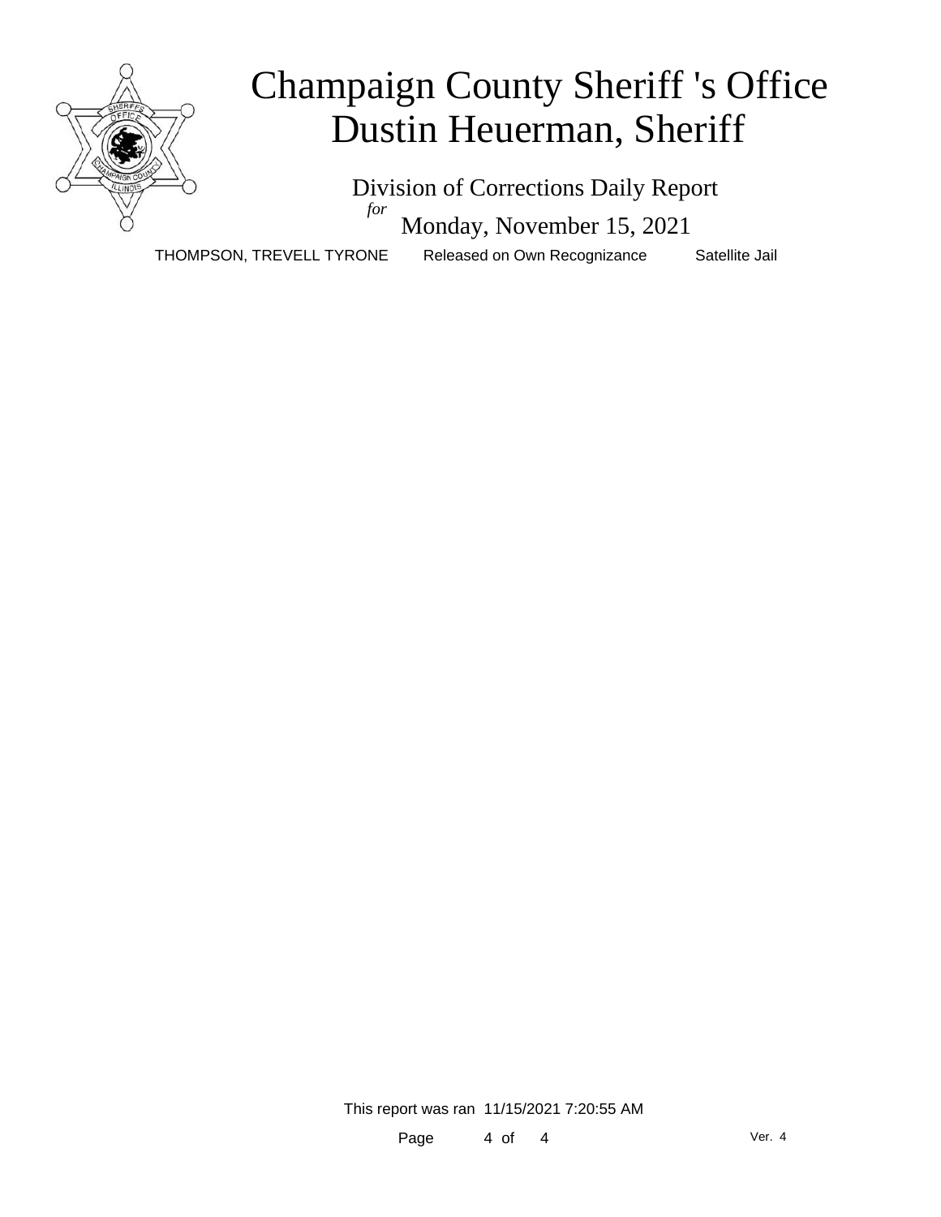# Champaign County Sheriff 's Office
# Dustin Heuerman, Sheriff

Division of Corrections Daily Report

*for* Monday, November 15, 2021

| | | |
|---|---|---|
| THOMPSON, TREVELL TYRONE | Released on Own Recognizance | Satellite Jail |

This report was ran 11/15/2021 7:20:55 AM

Ver. 4